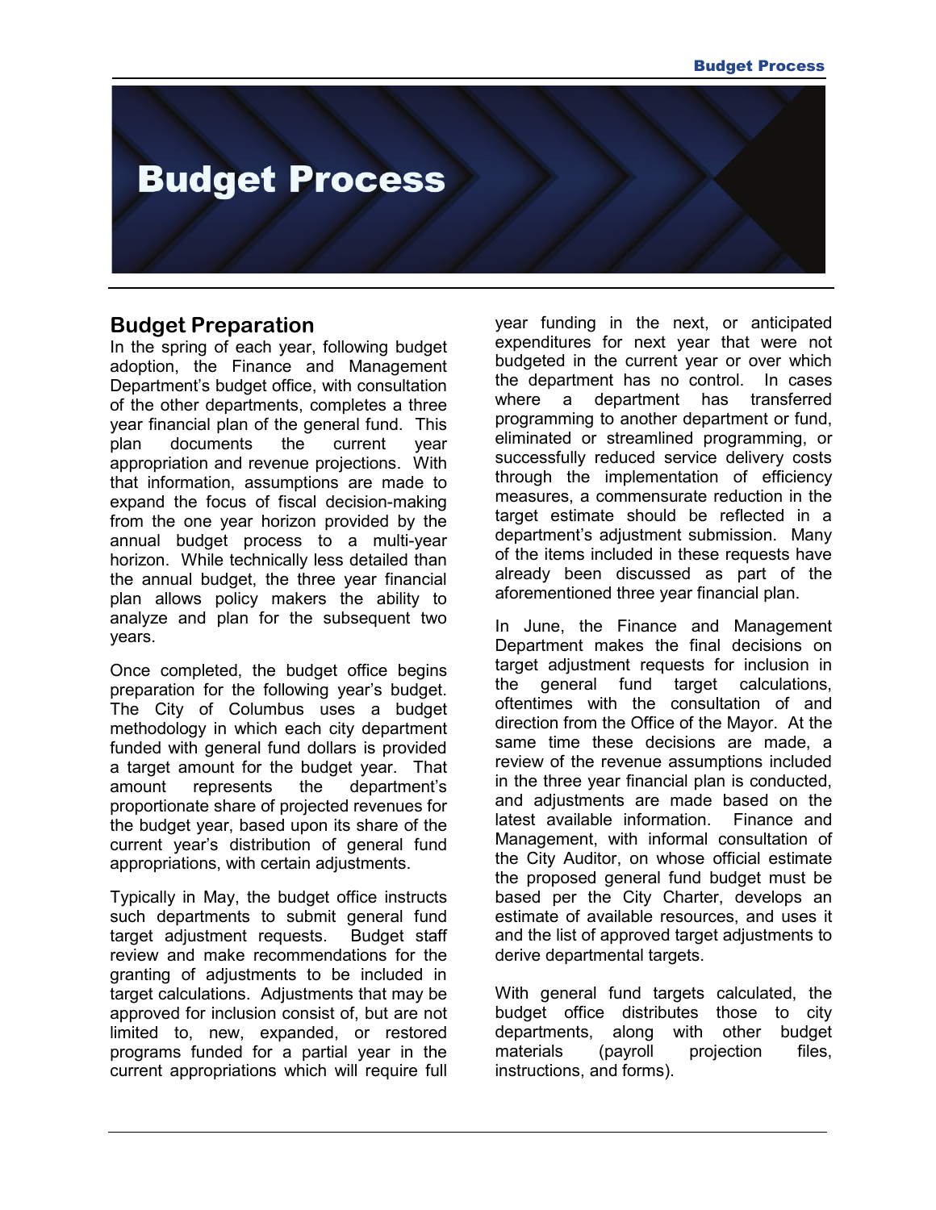# Budget Process

## Budget Preparation

In the spring of each year, following budget adoption, the Finance and Management Department's budget office, with consultation of the other departments, completes a three year financial plan of the general fund. This plan documents the current year appropriation and revenue projections. With that information, assumptions are made to expand the focus of fiscal decision-making from the one year horizon provided by the annual budget process to a multi-year horizon. While technically less detailed than the annual budget, the three year financial plan allows policy makers the ability to analyze and plan for the subsequent two years.

Once completed, the budget office begins preparation for the following year's budget. The City of Columbus uses a budget methodology in which each city department funded with general fund dollars is provided a target amount for the budget year. That amount represents the department's proportionate share of projected revenues for the budget year, based upon its share of the current year's distribution of general fund appropriations, with certain adjustments.

Typically in May, the budget office instructs such departments to submit general fund target adjustment requests. Budget staff review and make recommendations for the granting of adjustments to be included in target calculations. Adjustments that may be approved for inclusion consist of, but are not limited to, new, expanded, or restored programs funded for a partial year in the current appropriations which will require full year funding in the next, or anticipated expenditures for next year that were not budgeted in the current year or over which the department has no control. In cases where a department has transferred programming to another department or fund, eliminated or streamlined programming, or successfully reduced service delivery costs through the implementation of efficiency measures, a commensurate reduction in the target estimate should be reflected in a department's adjustment submission. Many of the items included in these requests have already been discussed as part of the aforementioned three year financial plan.

In June, the Finance and Management Department makes the final decisions on target adjustment requests for inclusion in the general fund target calculations, oftentimes with the consultation of and direction from the Office of the Mayor. At the same time these decisions are made, a review of the revenue assumptions included in the three year financial plan is conducted, and adjustments are made based on the latest available information. Finance and Management, with informal consultation of the City Auditor, on whose official estimate the proposed general fund budget must be based per the City Charter, develops an estimate of available resources, and uses it and the list of approved target adjustments to derive departmental targets.

With general fund targets calculated, the budget office distributes those to city departments, along with other budget materials (payroll projection files, instructions, and forms).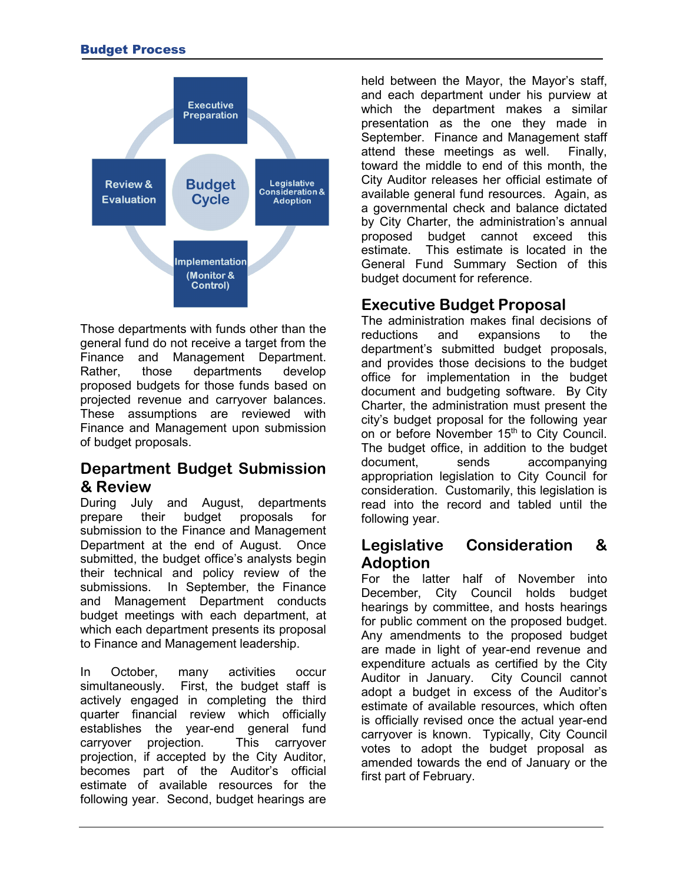Those departments with funds other than the general fund do not receive a target from the Finance and Management Department. Rather, those departments develop proposed budgets for those funds based on projected revenue and carryover balances. These assumptions are reviewed with Finance and Management upon submission of budget proposals.

## Department Budget Submission & Review

During July and August, departments prepare their budget proposals for submission to the Finance and Management Department at the end of August. Once submitted, the budget office's analysts begin their technical and policy review of the submissions. In September, the Finance and Management Department conducts budget meetings with each department, at which each department presents its proposal to Finance and Management leadership.

In October, many activities occur simultaneously. First, the budget staff is actively engaged in completing the third quarter financial review which officially establishes the year-end general fund carryover projection. This carryover projection, if accepted by the City Auditor, becomes part of the Auditor's official estimate of available resources for the following year. Second, budget hearings are held between the Mayor, the Mayor's staff, and each department under his purview at which the department makes a similar presentation as the one they made in September. Finance and Management staff attend these meetings as well. Finally, toward the middle to end of this month, the City Auditor releases her official estimate of available general fund resources. Again, as a governmental check and balance dictated by City Charter, the administration's annual proposed budget cannot exceed this estimate. This estimate is located in the General Fund Summary Section of this budget document for reference.

## Executive Budget Proposal

The administration makes final decisions of reductions and expansions to the department's submitted budget proposals, and provides those decisions to the budget office for implementation in the budget document and budgeting software. By City Charter, the administration must present the city's budget proposal for the following year on or before November 15th to City Council. The budget office, in addition to the budget document, sends accompanying appropriation legislation to City Council for consideration. Customarily, this legislation is read into the record and tabled until the following year.

## Legislative Consideration & Adoption

For the latter half of November into December, City Council holds budget hearings by committee, and hosts hearings for public comment on the proposed budget. Any amendments to the proposed budget are made in light of year-end revenue and expenditure actuals as certified by the City Auditor in January. City Council cannot adopt a budget in excess of the Auditor's estimate of available resources, which often is officially revised once the actual year-end carryover is known. Typically, City Council votes to adopt the budget proposal as amended towards the end of January or the first part of February.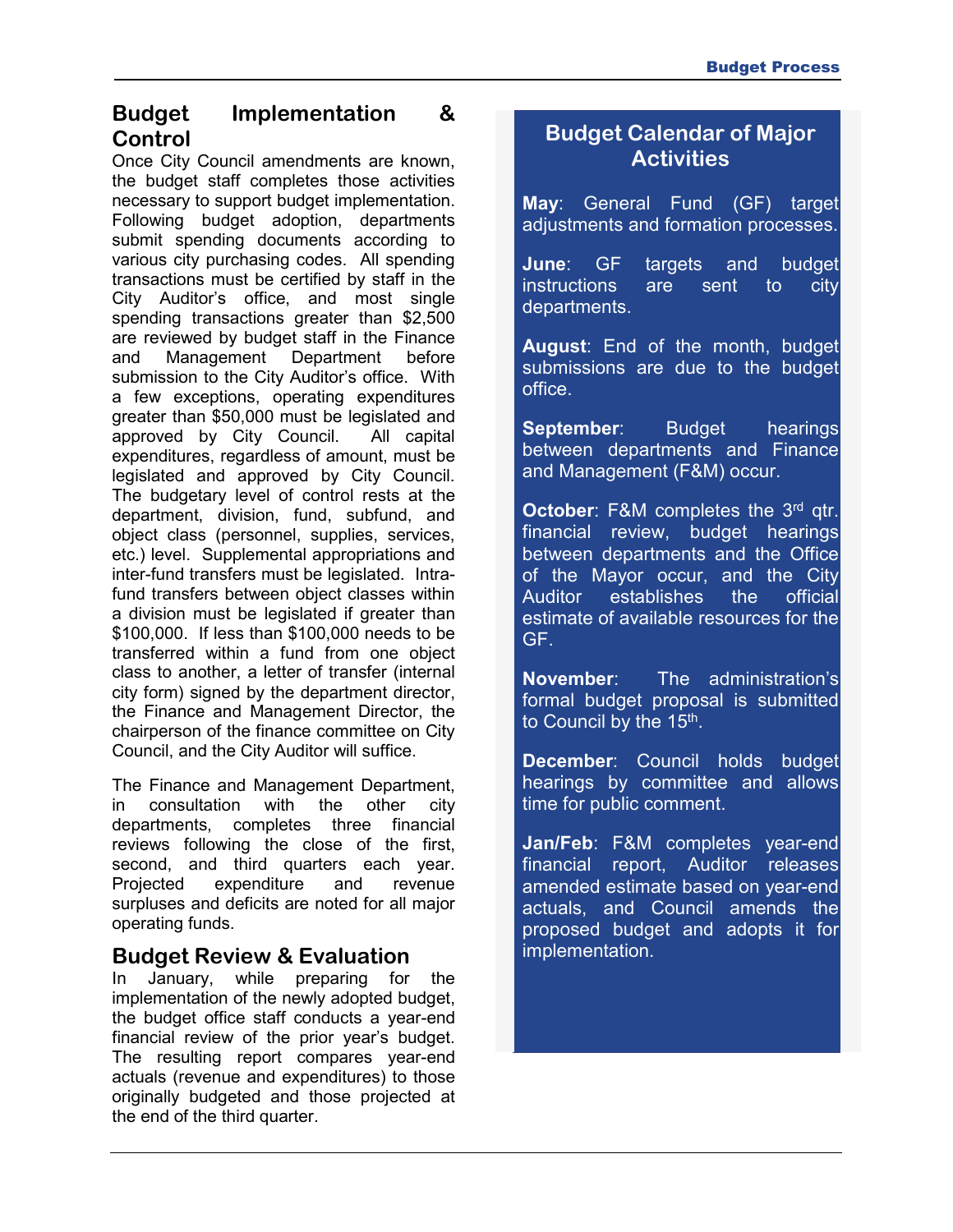## Budget Implementation & Control

Once City Council amendments are known, the budget staff completes those activities necessary to support budget implementation. Following budget adoption, departments submit spending documents according to various city purchasing codes. All spending transactions must be certified by staff in the City Auditor's office, and most single spending transactions greater than $2,500 are reviewed by budget staff in the Finance and Management Department before submission to the City Auditor's office. With a few exceptions, operating expenditures greater than $50,000 must be legislated and approved by City Council. All capital expenditures, regardless of amount, must be legislated and approved by City Council. The budgetary level of control rests at the department, division, fund, subfund, and object class (personnel, supplies, services, etc.) level. Supplemental appropriations and inter-fund transfers must be legislated. Intra-fund transfers between object classes within a division must be legislated if greater than $100,000. If less than $100,000 needs to be transferred within a fund from one object class to another, a letter of transfer (internal city form) signed by the department director, the Finance and Management Director, the chairperson of the finance committee on City Council, and the City Auditor will suffice.

The Finance and Management Department, in consultation with the other city departments, completes three financial reviews following the close of the first, second, and third quarters each year. Projected expenditure and revenue surpluses and deficits are noted for all major operating funds.

## Budget Review & Evaluation

In January, while preparing for the implementation of the newly adopted budget, the budget office staff conducts a year-end financial review of the prior year's budget. The resulting report compares year-end actuals (revenue and expenditures) to those originally budgeted and those projected at the end of the third quarter.

## Budget Calendar of Major Activities

**May**: General Fund (GF) target adjustments and formation processes.

**June**: GF targets and budget instructions are sent to city departments.

**August**: End of the month, budget submissions are due to the budget office.

**September**: Budget hearings between departments and Finance and Management (F&M) occur.

**October**: F&M completes the 3rd qtr. financial review, budget hearings between departments and the Office of the Mayor occur, and the City Auditor establishes the official estimate of available resources for the GF.

**November**: The administration's formal budget proposal is submitted to Council by the 15th.

**December**: Council holds budget hearings by committee and allows time for public comment.

**Jan/Feb**: F&M completes year-end financial report, Auditor releases amended estimate based on year-end actuals, and Council amends the proposed budget and adopts it for implementation.